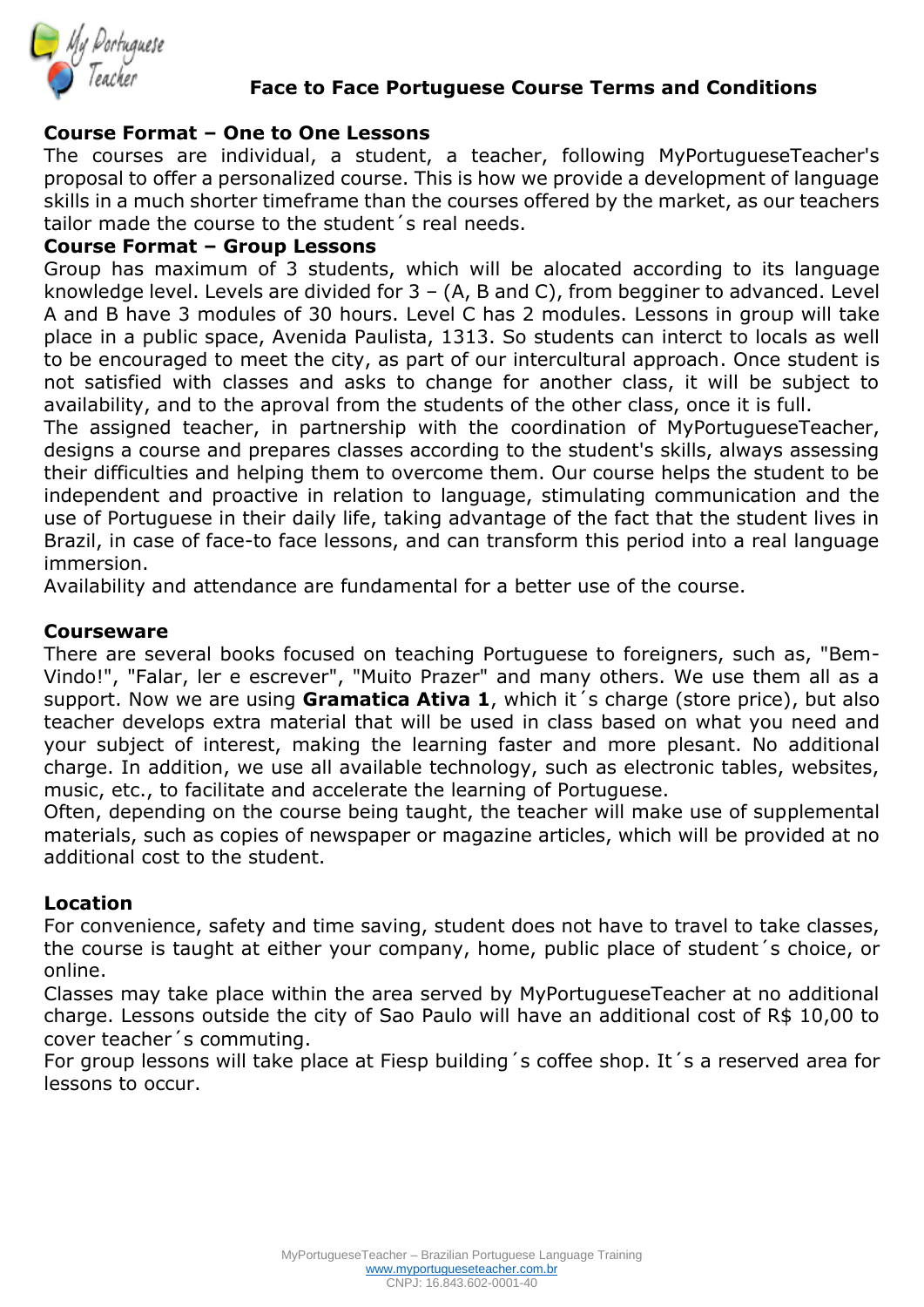# Face to Face Portuguese Course Terms and Conditions

**Course Format – One to One Lessons**

The courses are individual, a student, a teacher, following MyPortugueseTeacher's proposal to offer a personalized course. This is how we provide a development of language skills in a much shorter timeframe than the courses offered by the market, as our teachers tailor made the course to the student´s real needs.

**Course Format – Group Lessons**

Group has maximum of 3 students, which will be alocated according to its language knowledge level. Levels are divided for 3 – (A, B and C), from begginer to advanced. Level A and B have 3 modules of 30 hours. Level C has 2 modules. Lessons in group will take place in a public space, Avenida Paulista, 1313. So students can interct to locals as well to be encouraged to meet the city, as part of our intercultural approach. Once student is not satisfied with classes and asks to change for another class, it will be subject to availability, and to the aproval from the students of the other class, once it is full.

The assigned teacher, in partnership with the coordination of MyPortugueseTeacher, designs a course and prepares classes according to the student's skills, always assessing their difficulties and helping them to overcome them. Our course helps the student to be independent and proactive in relation to language, stimulating communication and the use of Portuguese in their daily life, taking advantage of the fact that the student lives in Brazil, in case of face-to face lessons, and can transform this period into a real language immersion.

Availability and attendance are fundamental for a better use of the course.

**Courseware**

There are several books focused on teaching Portuguese to foreigners, such as, "Bem-Vindo!", "Falar, ler e escrever", "Muito Prazer" and many others. We use them all as a support. Now we are using **Gramatica Ativa 1**, which it´s charge (store price), but also teacher develops extra material that will be used in class based on what you need and your subject of interest, making the learning faster and more plesant. No additional charge. In addition, we use all available technology, such as electronic tables, websites, music, etc., to facilitate and accelerate the learning of Portuguese.

Often, depending on the course being taught, the teacher will make use of supplemental materials, such as copies of newspaper or magazine articles, which will be provided at no additional cost to the student.

**Location**

For convenience, safety and time saving, student does not have to travel to take classes, the course is taught at either your company, home, public place of student´s choice, or online.

Classes may take place within the area served by MyPortugueseTeacher at no additional charge. Lessons outside the city of Sao Paulo will have an additional cost of R$ 10,00 to cover teacher´s commuting.

For group lessons will take place at Fiesp building´s coffee shop. It´s a reserved area for lessons to occur.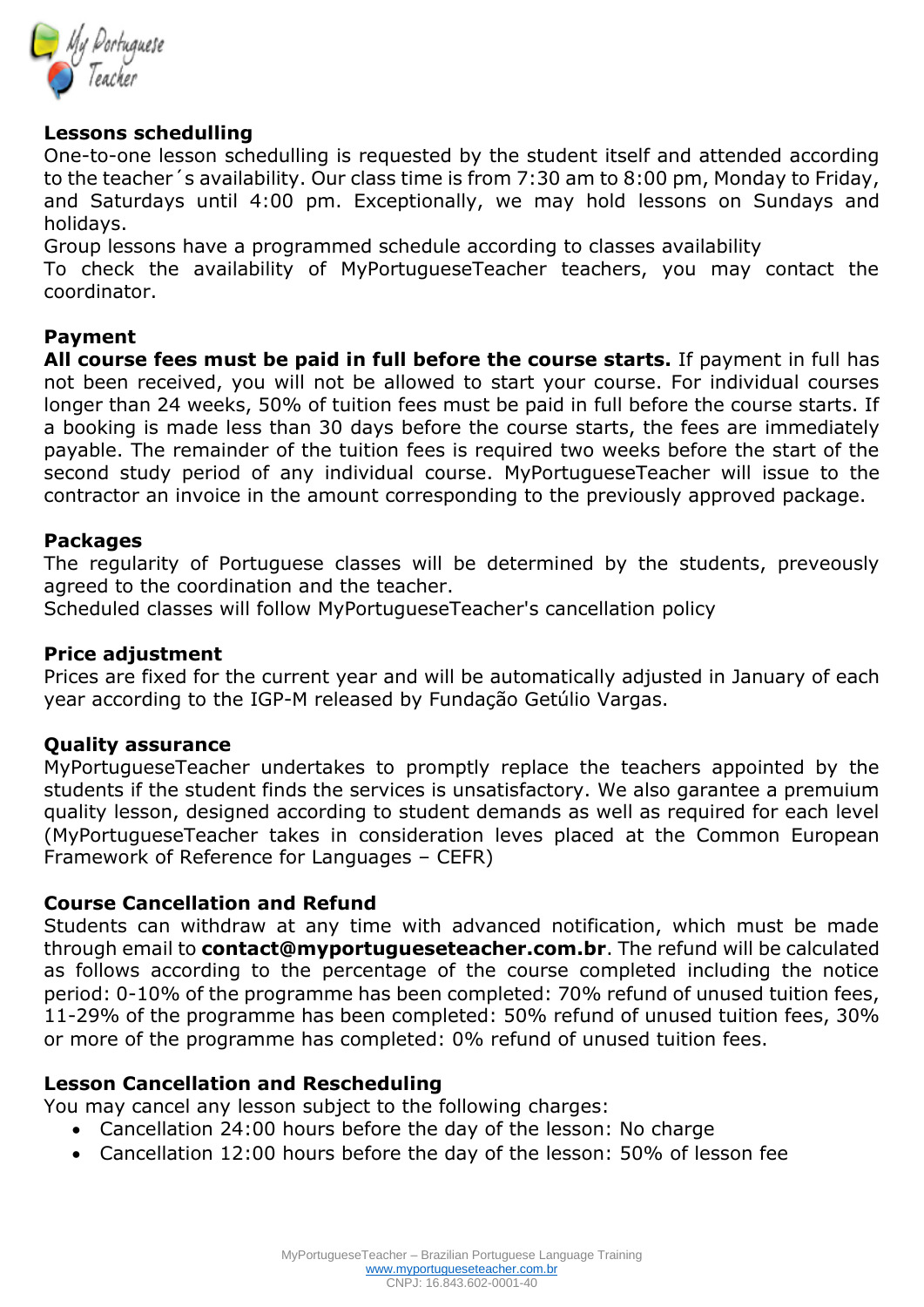**Lessons schedulling**

One-to-one lesson schedulling is requested by the student itself and attended according to the teacher´s availability. Our class time is from 7:30 am to 8:00 pm, Monday to Friday, and Saturdays until 4:00 pm. Exceptionally, we may hold lessons on Sundays and holidays.

Group lessons have a programmed schedule according to classes availability

To check the availability of MyPortugueseTeacher teachers, you may contact the coordinator.

**Payment**

**All course fees must be paid in full before the course starts.** If payment in full has not been received, you will not be allowed to start your course. For individual courses longer than 24 weeks, 50% of tuition fees must be paid in full before the course starts. If a booking is made less than 30 days before the course starts, the fees are immediately payable. The remainder of the tuition fees is required two weeks before the start of the second study period of any individual course. MyPortugueseTeacher will issue to the contractor an invoice in the amount corresponding to the previously approved package.

**Packages**

The regularity of Portuguese classes will be determined by the students, preveously agreed to the coordination and the teacher.

Scheduled classes will follow MyPortugueseTeacher's cancellation policy

**Price adjustment**

Prices are fixed for the current year and will be automatically adjusted in January of each year according to the IGP-M released by Fundação Getúlio Vargas.

**Quality assurance**

MyPortugueseTeacher undertakes to promptly replace the teachers appointed by the students if the student finds the services is unsatisfactory. We also garantee a premuium quality lesson, designed according to student demands as well as required for each level (MyPortugueseTeacher takes in consideration leves placed at the Common European Framework of Reference for Languages – CEFR)

**Course Cancellation and Refund**

Students can withdraw at any time with advanced notification, which must be made through email to **contact@myportugueseteacher.com.br**. The refund will be calculated as follows according to the percentage of the course completed including the notice period: 0-10% of the programme has been completed: 70% refund of unused tuition fees, 11-29% of the programme has been completed: 50% refund of unused tuition fees, 30% or more of the programme has completed: 0% refund of unused tuition fees.

**Lesson Cancellation and Rescheduling**

You may cancel any lesson subject to the following charges:

- Cancellation 24:00 hours before the day of the lesson: No charge
- Cancellation 12:00 hours before the day of the lesson: 50% of lesson fee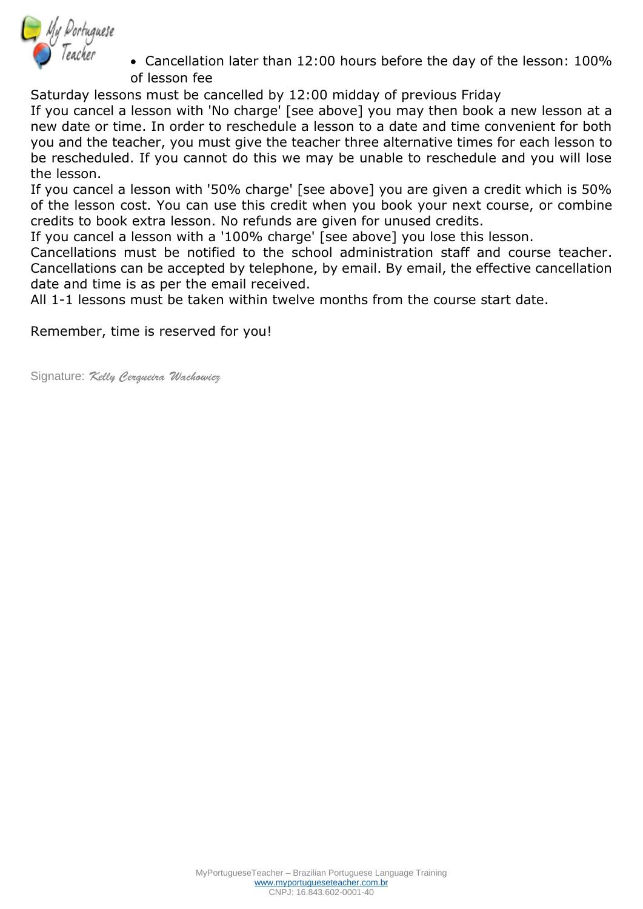- Cancellation later than 12:00 hours before the day of the lesson: 100% of lesson fee

Saturday lessons must be cancelled by 12:00 midday of previous Friday

If you cancel a lesson with 'No charge' [see above] you may then book a new lesson at a new date or time. In order to reschedule a lesson to a date and time convenient for both you and the teacher, you must give the teacher three alternative times for each lesson to be rescheduled. If you cannot do this we may be unable to reschedule and you will lose the lesson.

If you cancel a lesson with '50% charge' [see above] you are given a credit which is 50% of the lesson cost. You can use this credit when you book your next course, or combine credits to book extra lesson. No refunds are given for unused credits.

If you cancel a lesson with a '100% charge' [see above] you lose this lesson.

Cancellations must be notified to the school administration staff and course teacher. Cancellations can be accepted by telephone, by email. By email, the effective cancellation date and time is as per the email received.

All 1-1 lessons must be taken within twelve months from the course start date.

Remember, time is reserved for you!

Signature: *Kelly Cerqueira Wachowicz*